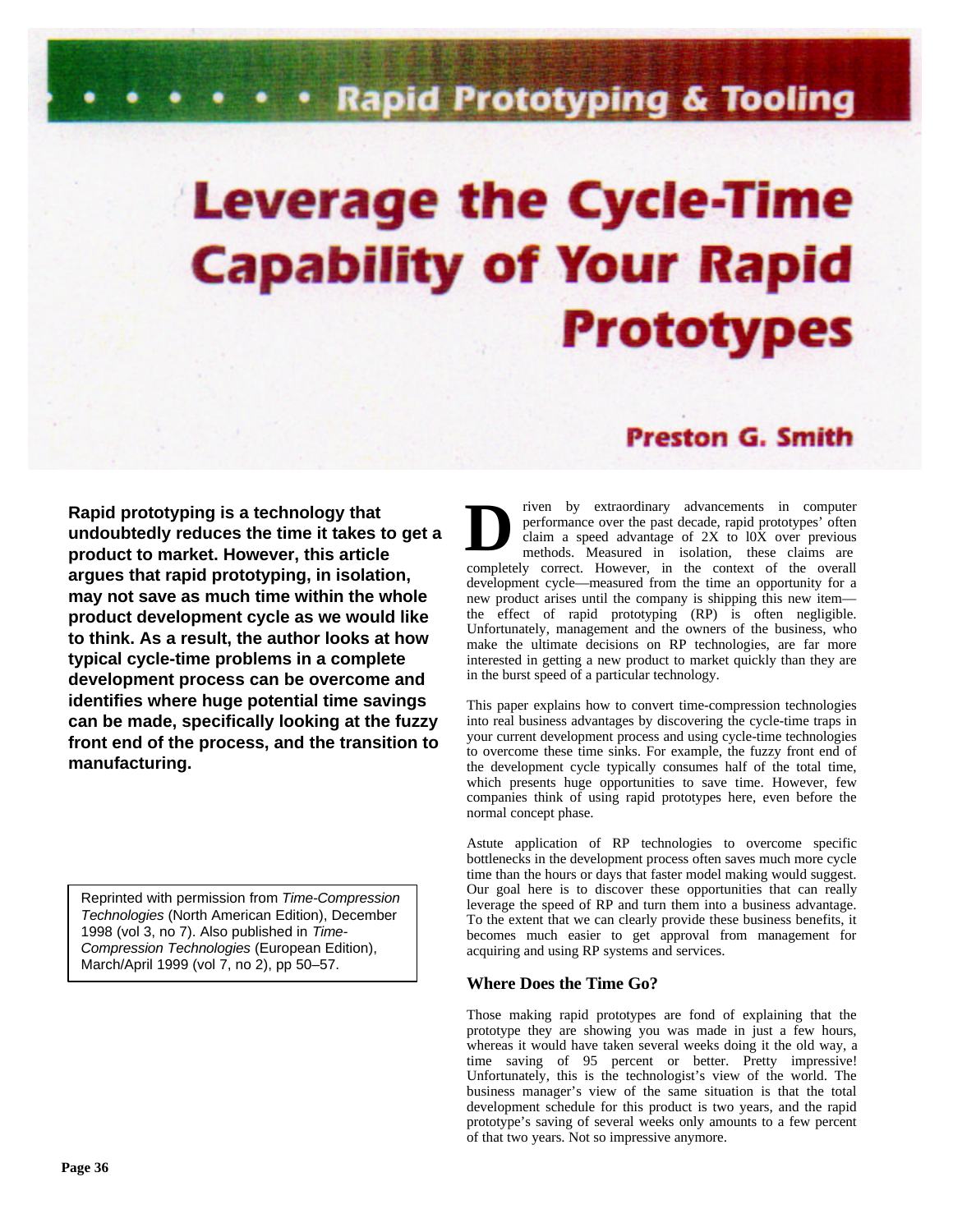Rapid Prototyping & Tooling

# Leverage the Cycle-Time Capability of Your Rapid Prototypes

**Preston G. Smith**

**Rapid prototyping is a technology that undoubtedly reduces the time it takes to get a product to market. However, this article argues that rapid prototyping, in isolation, may not save as much time within the whole product development cycle as we would like to think. As a result, the author looks at how typical cycle-time problems in a complete development process can be overcome and identifies where huge potential time savings can be made, specifically looking at the fuzzy front end of the process, and the transition to manufacturing.**

Reprinted with permission from *Time-Compression Technologies* (North American Edition), December 1998 (vol 3, no 7). Also published in *Time-Compression Technologies* (European Edition), March/April 1999 (vol 7, no 2), pp 50–57.

Driven by extraordinary advancements in computer performance over the past decade, rapid prototypes' often claim a speed advantage of 2X to l0X over previous methods. Measured in isolation, these claims are completely correct. However, in the context of the overall development cycle—measured from the time an opportunity for a new product arises until the company is shipping this new item—the effect of rapid prototyping (RP) is often negligible. Unfortunately, management and the owners of the business, who make the ultimate decisions on RP technologies, are far more interested in getting a new product to market quickly than they are in the burst speed of a particular technology.

This paper explains how to convert time-compression technologies into real business advantages by discovering the cycle-time traps in your current development process and using cycle-time technologies to overcome these time sinks. For example, the fuzzy front end of the development cycle typically consumes half of the total time, which presents huge opportunities to save time. However, few companies think of using rapid prototypes here, even before the normal concept phase.

Astute application of RP technologies to overcome specific bottlenecks in the development process often saves much more cycle time than the hours or days that faster model making would suggest. Our goal here is to discover these opportunities that can really leverage the speed of RP and turn them into a business advantage. To the extent that we can clearly provide these business benefits, it becomes much easier to get approval from management for acquiring and using RP systems and services.

## Where Does the Time Go?

Those making rapid prototypes are fond of explaining that the prototype they are showing you was made in just a few hours, whereas it would have taken several weeks doing it the old way, a time saving of 95 percent or better. Pretty impressive! Unfortunately, this is the technologist's view of the world. The business manager's view of the same situation is that the total development schedule for this product is two years, and the rapid prototype's saving of several weeks only amounts to a few percent of that two years. Not so impressive anymore.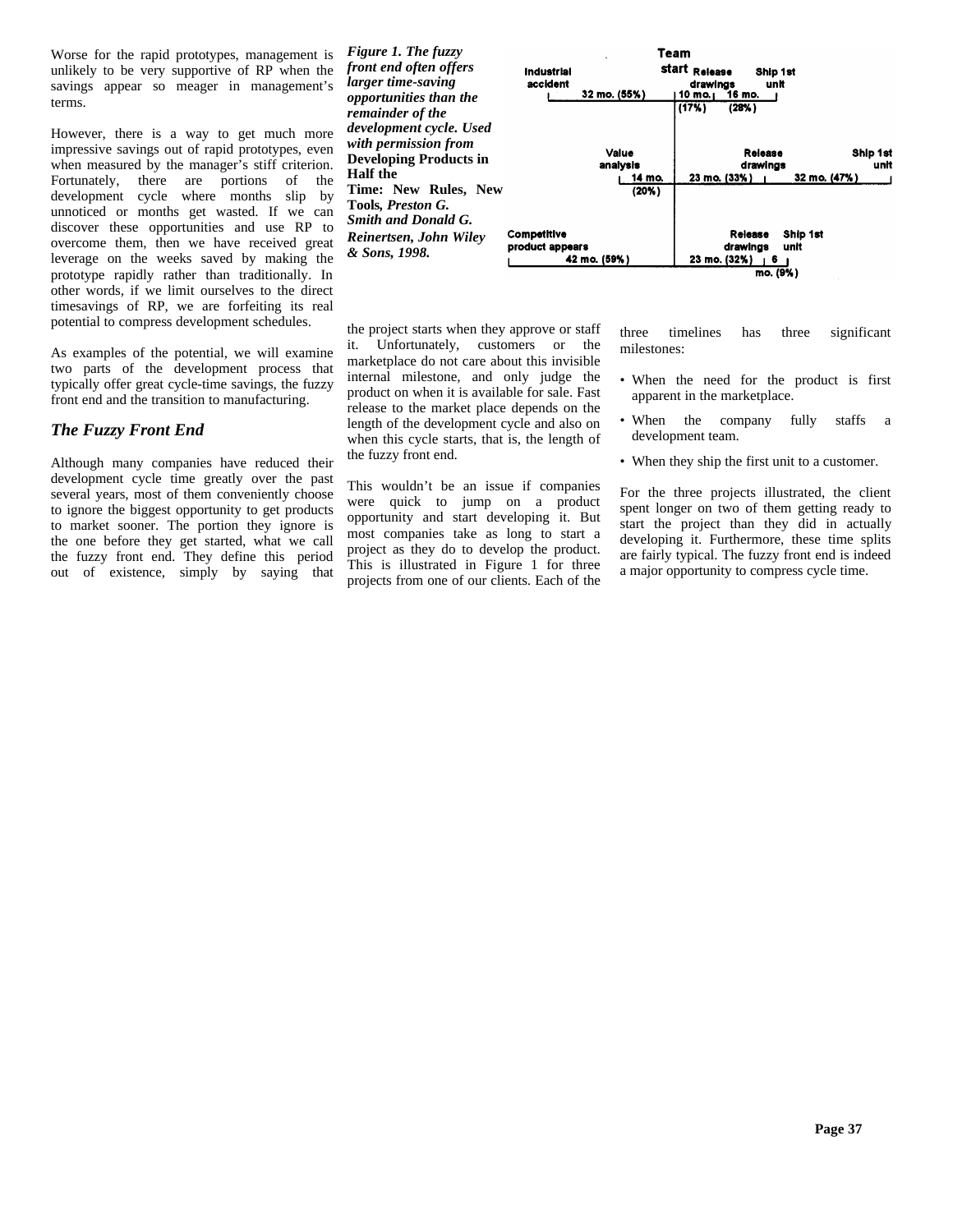Worse for the rapid prototypes, management is unlikely to be very supportive of RP when the savings appear so meager in management's terms.

However, there is a way to get much more impressive savings out of rapid prototypes, even when measured by the manager's stiff criterion. Fortunately, there are portions of the development cycle where months slip by unnoticed or months get wasted. If we can discover these opportunities and use RP to overcome them, then we have received great leverage on the weeks saved by making the prototype rapidly rather than traditionally. In other words, if we limit ourselves to the direct timesavings of RP, we are forfeiting its real potential to compress development schedules.

As examples of the potential, we will examine two parts of the development process that typically offer great cycle-time savings, the fuzzy front end and the transition to manufacturing.

## *The Fuzzy Front End*

Although many companies have reduced their development cycle time greatly over the past several years, most of them conveniently choose to ignore the biggest opportunity to get products to market sooner. The portion they ignore is the one before they get started, what we call the fuzzy front end. They define this period out of existence, simply by saying that the project starts when they approve or staff it. Unfortunately, customers or the marketplace do not care about this invisible internal milestone, and only judge the product on when it is available for sale. Fast release to the market place depends on the length of the development cycle and also on when this cycle starts, that is, the length of the fuzzy front end.

This wouldn't be an issue if companies were quick to jump on a product opportunity and start developing it. But most companies take as long to start a project as they do to develop the product. This is illustrated in Figure 1 for three projects from one of our clients. Each of the three timelines has three significant milestones:

- When the need for the product is first apparent in the marketplace.
- When the company fully staffs a development team.
- When they ship the first unit to a customer.

For the three projects illustrated, the client spent longer on two of them getting ready to start the project than they did in actually developing it. Furthermore, these time splits are fairly typical. The fuzzy front end is indeed a major opportunity to compress cycle time.

| | Team start | | |
|---|---|---|---|
| Industrial accident | 32 mo. (55%) | Release drawings: 10 mo. (17%) | Ship 1st unit: 16 mo. (28%) |
| Value analysis | 14 mo. (20%) | Release drawings: 23 mo. (33%) | Ship 1st unit: 32 mo. (47%) |
| Competitive product appears | 42 mo. (59%) | Release drawings: 23 mo. (32%) | Ship 1st unit: 6 mo. (9%) |

***Figure 1. The fuzzy front end often offers larger time-saving opportunities than the remainder of the development cycle. Used with permission from* Developing Products in Half the Time: New Rules, New Tools, *Preston G. Smith and Donald G. Reinertsen, John Wiley & Sons, 1998.***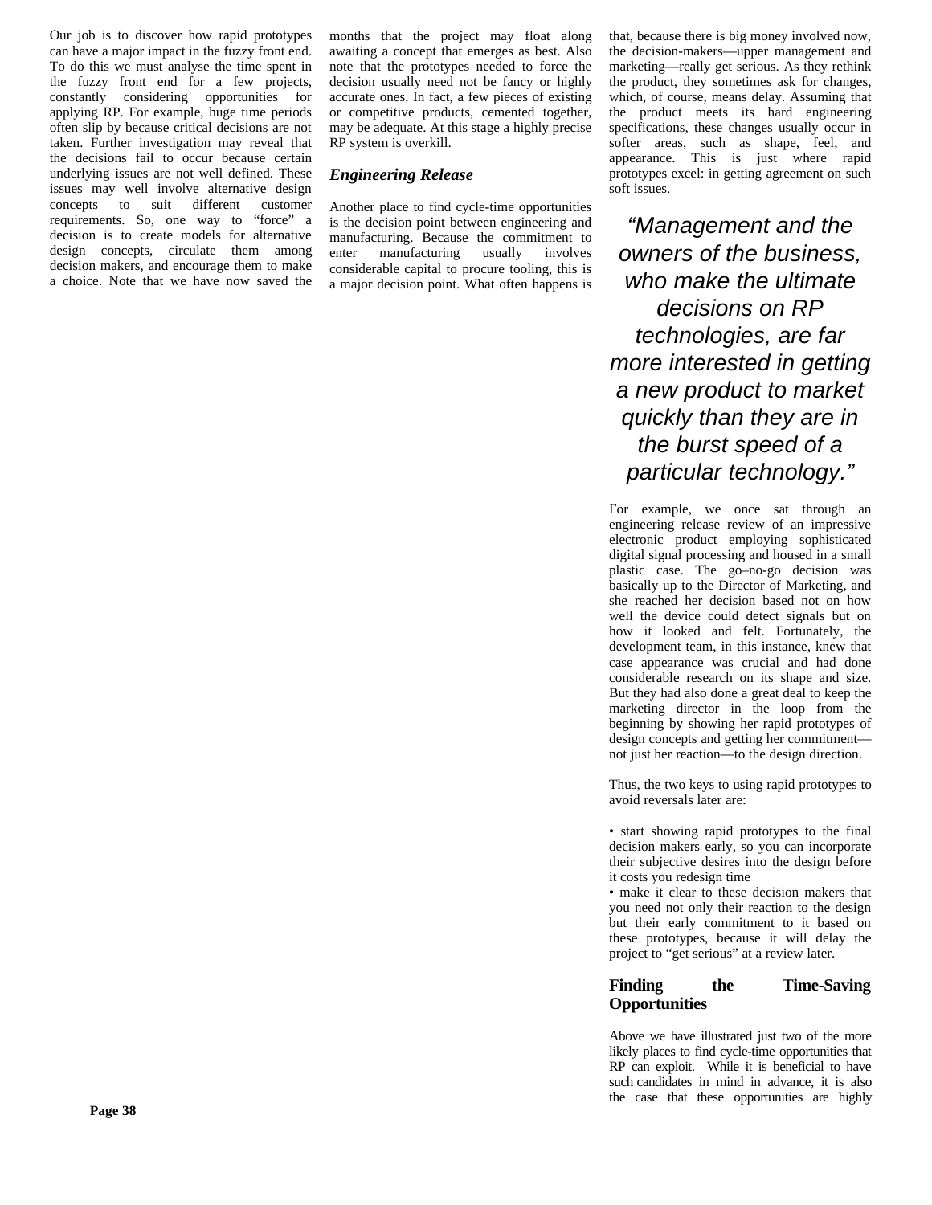Our job is to discover how rapid prototypes can have a major impact in the fuzzy front end. To do this we must analyse the time spent in the fuzzy front end for a few projects, constantly considering opportunities for applying RP. For example, huge time periods often slip by because critical decisions are not taken. Further investigation may reveal that the decisions fail to occur because certain underlying issues are not well defined. These issues may well involve alternative design concepts to suit different customer requirements. So, one way to "force" a decision is to create models for alternative design concepts, circulate them among decision makers, and encourage them to make a choice. Note that we have now saved the months that the project may float along awaiting a concept that emerges as best. Also note that the prototypes needed to force the decision usually need not be fancy or highly accurate ones. In fact, a few pieces of existing or competitive products, cemented together, may be adequate. At this stage a highly precise RP system is overkill.

### *Engineering Release*

Another place to find cycle-time opportunities is the decision point between engineering and manufacturing. Because the commitment to enter manufacturing usually involves considerable capital to procure tooling, this is a major decision point. What often happens is that, because there is big money involved now, the decision-makers—upper management and marketing—really get serious. As they rethink the product, they sometimes ask for changes, which, of course, means delay. Assuming that the product meets its hard engineering specifications, these changes usually occur in softer areas, such as shape, feel, and appearance. This is just where rapid prototypes excel: in getting agreement on such soft issues.

> *"Management and the owners of the business, who make the ultimate decisions on RP technologies, are far more interested in getting a new product to market quickly than they are in the burst speed of a particular technology."*

For example, we once sat through an engineering release review of an impressive electronic product employing sophisticated digital signal processing and housed in a small plastic case. The go–no-go decision was basically up to the Director of Marketing, and she reached her decision based not on how well the device could detect signals but on how it looked and felt. Fortunately, the development team, in this instance, knew that case appearance was crucial and had done considerable research on its shape and size. But they had also done a great deal to keep the marketing director in the loop from the beginning by showing her rapid prototypes of design concepts and getting her commitment—not just her reaction—to the design direction.

Thus, the two keys to using rapid prototypes to avoid reversals later are:

- start showing rapid prototypes to the final decision makers early, so you can incorporate their subjective desires into the design before it costs you redesign time
- make it clear to these decision makers that you need not only their reaction to the design but their early commitment to it based on these prototypes, because it will delay the project to "get serious" at a review later.

### Finding the Time-Saving Opportunities

Above we have illustrated just two of the more likely places to find cycle-time opportunities that RP can exploit. While it is beneficial to have such candidates in mind in advance, it is also the case that these opportunities are highly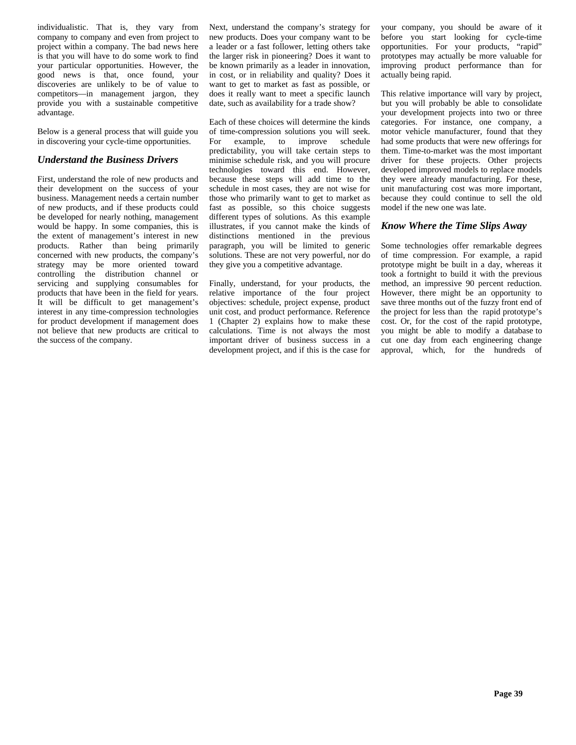individualistic. That is, they vary from company to company and even from project to project within a company. The bad news here is that you will have to do some work to find your particular opportunities. However, the good news is that, once found, your discoveries are unlikely to be of value to competitors—in management jargon, they provide you with a sustainable competitive advantage.

Below is a general process that will guide you in discovering your cycle-time opportunities.

### *Understand the Business Drivers*

First, understand the role of new products and their development on the success of your business. Management needs a certain number of new products, and if these products could be developed for nearly nothing, management would be happy. In some companies, this is the extent of management's interest in new products. Rather than being primarily concerned with new products, the company's strategy may be more oriented toward controlling the distribution channel or servicing and supplying consumables for products that have been in the field for years. It will be difficult to get management's interest in any time-compression technologies for product development if management does not believe that new products are critical to the success of the company.

Next, understand the company's strategy for new products. Does your company want to be a leader or a fast follower, letting others take the larger risk in pioneering? Does it want to be known primarily as a leader in innovation, in cost, or in reliability and quality? Does it want to get to market as fast as possible, or does it really want to meet a specific launch date, such as availability for a trade show?

Each of these choices will determine the kinds of time-compression solutions you will seek. For example, to improve schedule predictability, you will take certain steps to minimise schedule risk, and you will procure technologies toward this end. However, because these steps will add time to the schedule in most cases, they are not wise for those who primarily want to get to market as fast as possible, so this choice suggests different types of solutions. As this example illustrates, if you cannot make the kinds of distinctions mentioned in the previous paragraph, you will be limited to generic solutions. These are not very powerful, nor do they give you a competitive advantage.

Finally, understand, for your products, the relative importance of the four project objectives: schedule, project expense, product unit cost, and product performance. Reference 1 (Chapter 2) explains how to make these calculations. Time is not always the most important driver of business success in a development project, and if this is the case for your company, you should be aware of it before you start looking for cycle-time opportunities. For your products, "rapid" prototypes may actually be more valuable for improving product performance than for actually being rapid.

This relative importance will vary by project, but you will probably be able to consolidate your development projects into two or three categories. For instance, one company, a motor vehicle manufacturer, found that they had some products that were new offerings for them. Time-to-market was the most important driver for these projects. Other projects developed improved models to replace models they were already manufacturing. For these, unit manufacturing cost was more important, because they could continue to sell the old model if the new one was late.

### *Know Where the Time Slips Away*

Some technologies offer remarkable degrees of time compression. For example, a rapid prototype might be built in a day, whereas it took a fortnight to build it with the previous method, an impressive 90 percent reduction. However, there might be an opportunity to save three months out of the fuzzy front end of the project for less than the rapid prototype's cost. Or, for the cost of the rapid prototype, you might be able to modify a database to cut one day from each engineering change approval, which, for the hundreds of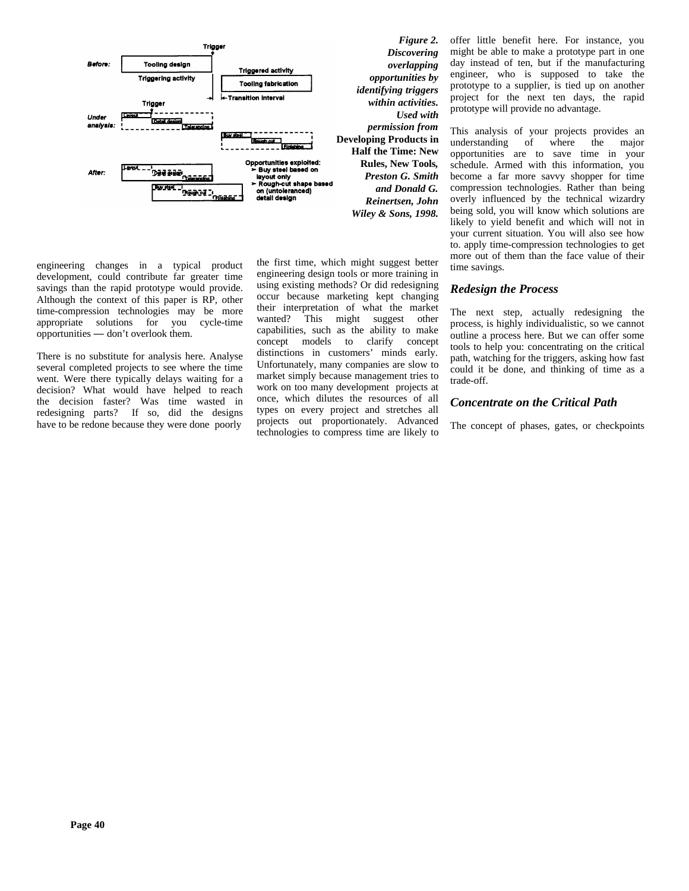*Figure 2. Discovering overlapping opportunities by identifying triggers within activities. Used with permission from* **Developing Products in Half the Time: New Rules, New Tools,** *Preston G. Smith and Donald G. Reinertsen, John Wiley & Sons, 1998.*

engineering changes in a typical product development, could contribute far greater time savings than the rapid prototype would provide. Although the context of this paper is RP, other time-compression technologies may be more appropriate solutions for you cycle-time opportunities — don't overlook them.

There is no substitute for analysis here. Analyse several completed projects to see where the time went. Were there typically delays waiting for a decision? What would have helped to reach the decision faster? Was time wasted in redesigning parts? If so, did the designs have to be redone because they were done poorly the first time, which might suggest better engineering design tools or more training in using existing methods? Or did redesigning occur because marketing kept changing their interpretation of what the market wanted? This might suggest other capabilities, such as the ability to make concept models to clarify concept distinctions in customers' minds early. Unfortunately, many companies are slow to market simply because management tries to work on too many development projects at once, which dilutes the resources of all types on every project and stretches all projects out proportionately. Advanced technologies to compress time are likely to offer little benefit here. For instance, you might be able to make a prototype part in one day instead of ten, but if the manufacturing engineer, who is supposed to take the prototype to a supplier, is tied up on another project for the next ten days, the rapid prototype will provide no advantage.

This analysis of your projects provides an understanding of where the major opportunities are to save time in your schedule. Armed with this information, you become a far more savvy shopper for time compression technologies. Rather than being overly influenced by the technical wizardry being sold, you will know which solutions are likely to yield benefit and which will not in your current situation. You will also see how to. apply time-compression technologies to get more out of them than the face value of their time savings.

### *Redesign the Process*

The next step, actually redesigning the process, is highly individualistic, so we cannot outline a process here. But we can offer some tools to help you: concentrating on the critical path, watching for the triggers, asking how fast could it be done, and thinking of time as a trade-off.

### *Concentrate on the Critical Path*

The concept of phases, gates, or checkpoints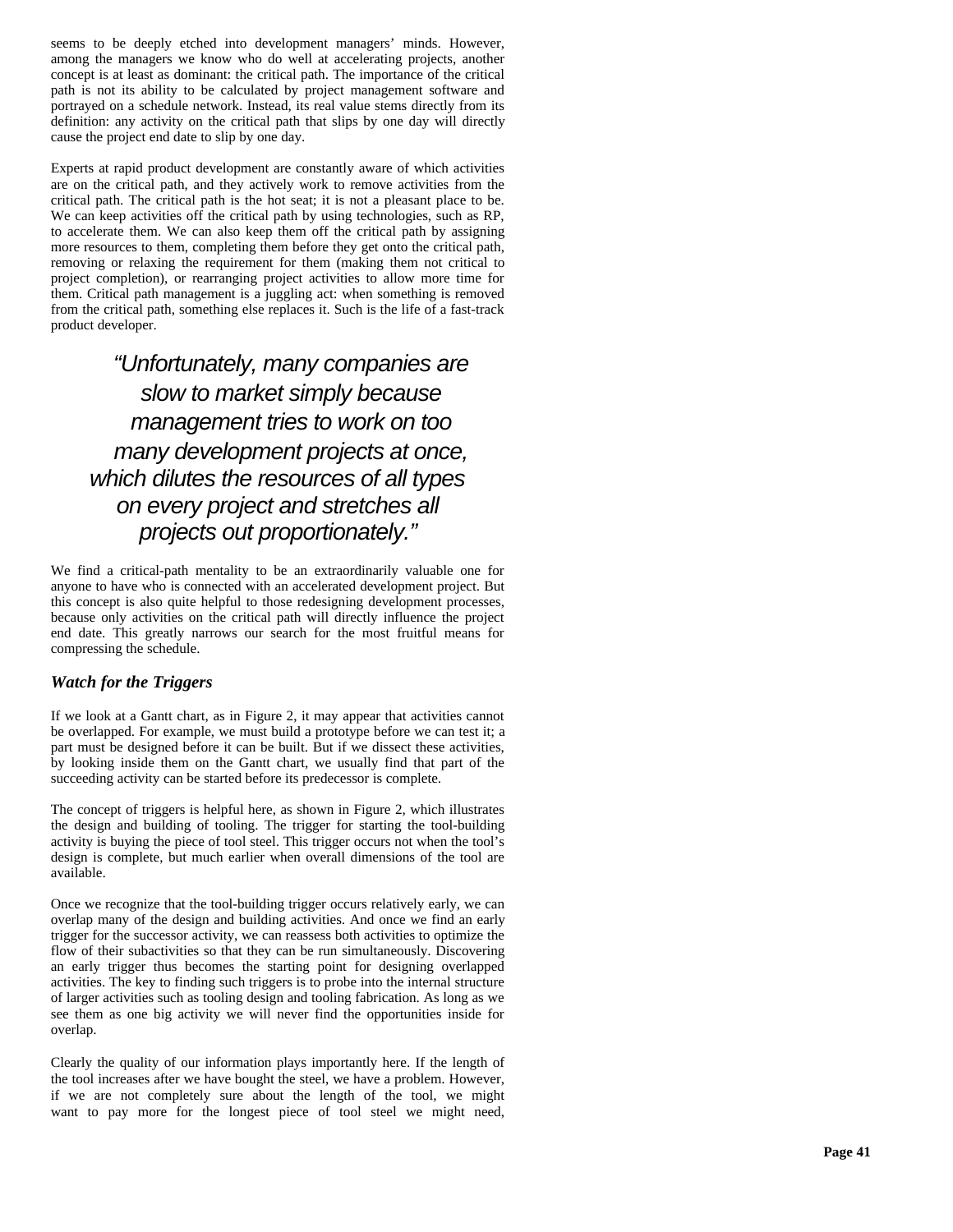seems to be deeply etched into development managers' minds. However, among the managers we know who do well at accelerating projects, another concept is at least as dominant: the critical path. The importance of the critical path is not its ability to be calculated by project management software and portrayed on a schedule network. Instead, its real value stems directly from its definition: any activity on the critical path that slips by one day will directly cause the project end date to slip by one day.

Experts at rapid product development are constantly aware of which activities are on the critical path, and they actively work to remove activities from the critical path. The critical path is the hot seat; it is not a pleasant place to be. We can keep activities off the critical path by using technologies, such as RP, to accelerate them. We can also keep them off the critical path by assigning more resources to them, completing them before they get onto the critical path, removing or relaxing the requirement for them (making them not critical to project completion), or rearranging project activities to allow more time for them. Critical path management is a juggling act: when something is removed from the critical path, something else replaces it. Such is the life of a fast-track product developer.

> *"Unfortunately, many companies are slow to market simply because management tries to work on too many development projects at once, which dilutes the resources of all types on every project and stretches all projects out proportionately."*

We find a critical-path mentality to be an extraordinarily valuable one for anyone to have who is connected with an accelerated development project. But this concept is also quite helpful to those redesigning development processes, because only activities on the critical path will directly influence the project end date. This greatly narrows our search for the most fruitful means for compressing the schedule.

### *Watch for the Triggers*

If we look at a Gantt chart, as in Figure 2, it may appear that activities cannot be overlapped. For example, we must build a prototype before we can test it; a part must be designed before it can be built. But if we dissect these activities, by looking inside them on the Gantt chart, we usually find that part of the succeeding activity can be started before its predecessor is complete.

The concept of triggers is helpful here, as shown in Figure 2, which illustrates the design and building of tooling. The trigger for starting the tool-building activity is buying the piece of tool steel. This trigger occurs not when the tool's design is complete, but much earlier when overall dimensions of the tool are available.

Once we recognize that the tool-building trigger occurs relatively early, we can overlap many of the design and building activities. And once we find an early trigger for the successor activity, we can reassess both activities to optimize the flow of their subactivities so that they can be run simultaneously. Discovering an early trigger thus becomes the starting point for designing overlapped activities. The key to finding such triggers is to probe into the internal structure of larger activities such as tooling design and tooling fabrication. As long as we see them as one big activity we will never find the opportunities inside for overlap.

Clearly the quality of our information plays importantly here. If the length of the tool increases after we have bought the steel, we have a problem. However, if we are not completely sure about the length of the tool, we might want to pay more for the longest piece of tool steel we might need,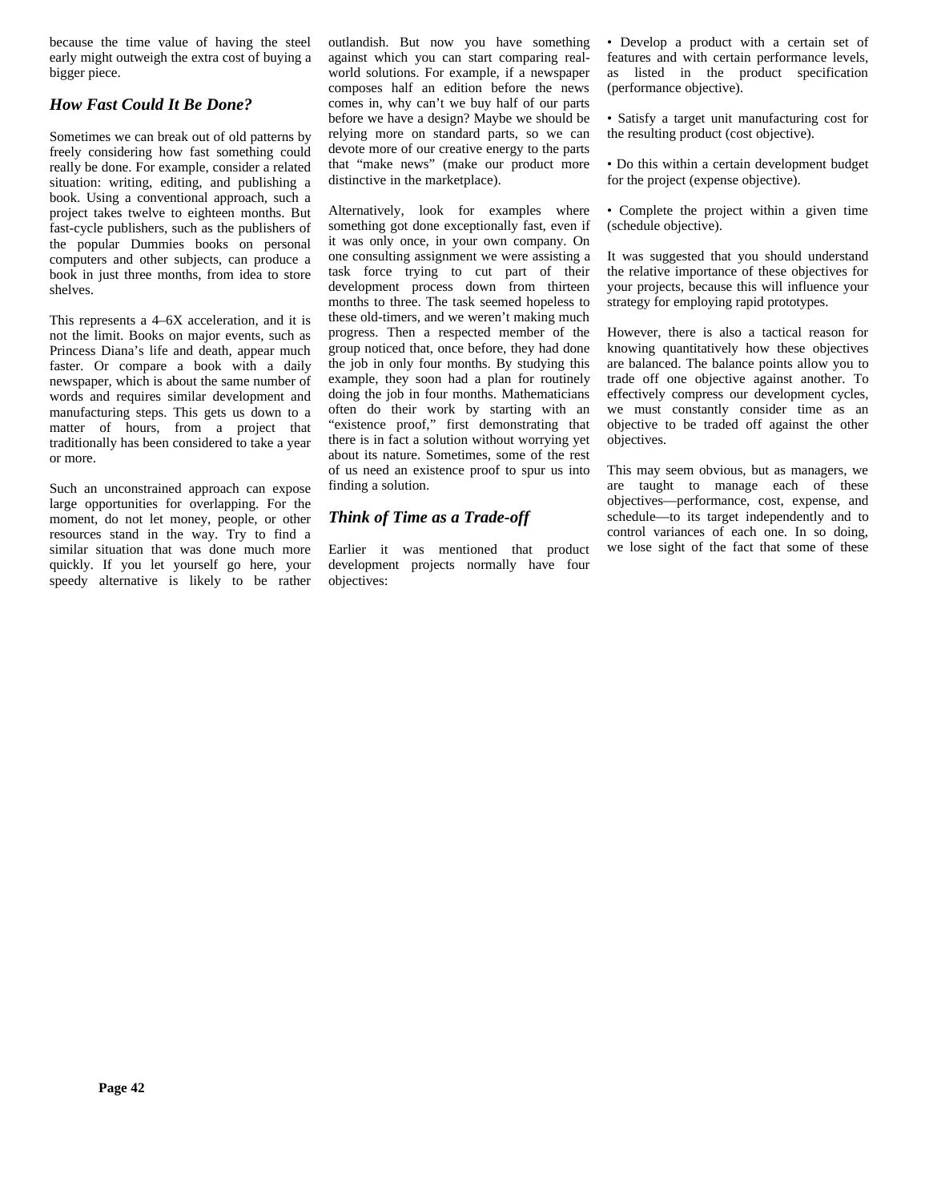because the time value of having the steel early might outweigh the extra cost of buying a bigger piece.

### *How Fast Could It Be Done?*

Sometimes we can break out of old patterns by freely considering how fast something could really be done. For example, consider a related situation: writing, editing, and publishing a book. Using a conventional approach, such a project takes twelve to eighteen months. But fast-cycle publishers, such as the publishers of the popular Dummies books on personal computers and other subjects, can produce a book in just three months, from idea to store shelves.

This represents a 4–6X acceleration, and it is not the limit. Books on major events, such as Princess Diana's life and death, appear much faster. Or compare a book with a daily newspaper, which is about the same number of words and requires similar development and manufacturing steps. This gets us down to a matter of hours, from a project that traditionally has been considered to take a year or more.

Such an unconstrained approach can expose large opportunities for overlapping. For the moment, do not let money, people, or other resources stand in the way. Try to find a similar situation that was done much more quickly. If you let yourself go here, your speedy alternative is likely to be rather outlandish. But now you have something against which you can start comparing real-world solutions. For example, if a newspaper composes half an edition before the news comes in, why can't we buy half of our parts before we have a design? Maybe we should be relying more on standard parts, so we can devote more of our creative energy to the parts that "make news" (make our product more distinctive in the marketplace).

Alternatively, look for examples where something got done exceptionally fast, even if it was only once, in your own company. On one consulting assignment we were assisting a task force trying to cut part of their development process down from thirteen months to three. The task seemed hopeless to these old-timers, and we weren't making much progress. Then a respected member of the group noticed that, once before, they had done the job in only four months. By studying this example, they soon had a plan for routinely doing the job in four months. Mathematicians often do their work by starting with an "existence proof," first demonstrating that there is in fact a solution without worrying yet about its nature. Sometimes, some of the rest of us need an existence proof to spur us into finding a solution.

### *Think of Time as a Trade-off*

Earlier it was mentioned that product development projects normally have four objectives:

• Develop a product with a certain set of features and with certain performance levels, as listed in the product specification (performance objective).

• Satisfy a target unit manufacturing cost for the resulting product (cost objective).

• Do this within a certain development budget for the project (expense objective).

• Complete the project within a given time (schedule objective).

It was suggested that you should understand the relative importance of these objectives for your projects, because this will influence your strategy for employing rapid prototypes.

However, there is also a tactical reason for knowing quantitatively how these objectives are balanced. The balance points allow you to trade off one objective against another. To effectively compress our development cycles, we must constantly consider time as an objective to be traded off against the other objectives.

This may seem obvious, but as managers, we are taught to manage each of these objectives—performance, cost, expense, and schedule—to its target independently and to control variances of each one. In so doing, we lose sight of the fact that some of these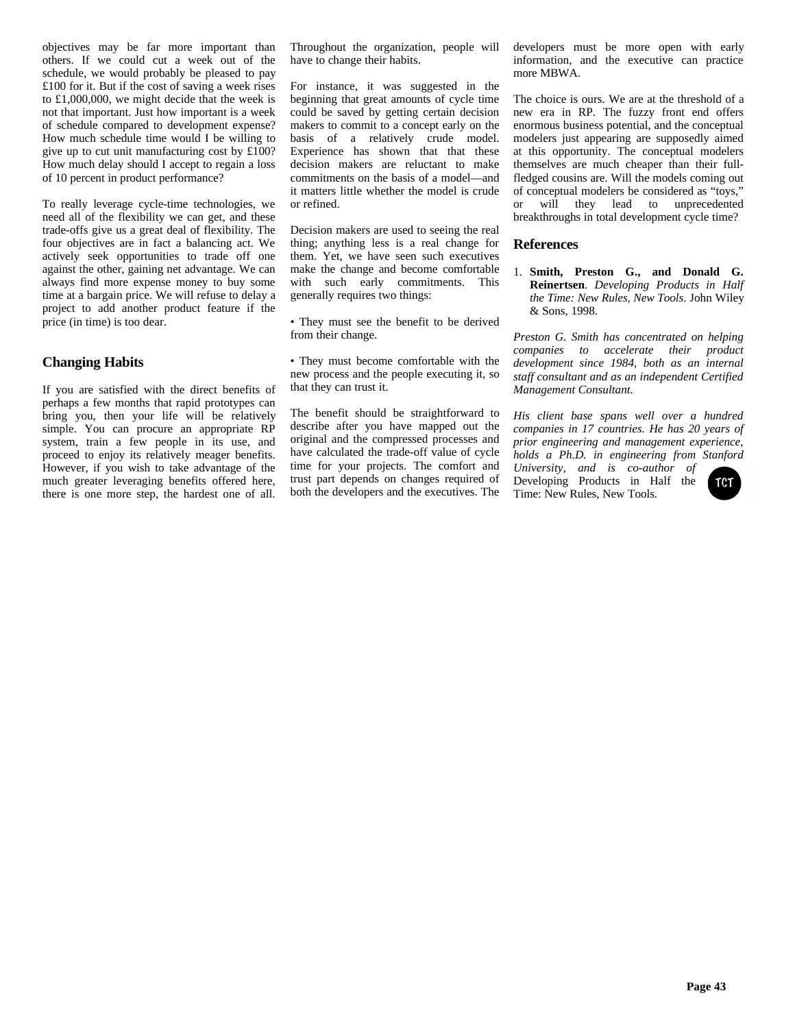objectives may be far more important than others. If we could cut a week out of the schedule, we would probably be pleased to pay £100 for it. But if the cost of saving a week rises to £1,000,000, we might decide that the week is not that important. Just how important is a week of schedule compared to development expense? How much schedule time would I be willing to give up to cut unit manufacturing cost by £100? How much delay should I accept to regain a loss of 10 percent in product performance?

To really leverage cycle-time technologies, we need all of the flexibility we can get, and these trade-offs give us a great deal of flexibility. The four objectives are in fact a balancing act. We actively seek opportunities to trade off one against the other, gaining net advantage. We can always find more expense money to buy some time at a bargain price. We will refuse to delay a project to add another product feature if the price (in time) is too dear.

## Changing Habits

If you are satisfied with the direct benefits of perhaps a few months that rapid prototypes can bring you, then your life will be relatively simple. You can procure an appropriate RP system, train a few people in its use, and proceed to enjoy its relatively meager benefits. However, if you wish to take advantage of the much greater leveraging benefits offered here, there is one more step, the hardest one of all. Throughout the organization, people will have to change their habits.

For instance, it was suggested in the beginning that great amounts of cycle time could be saved by getting certain decision makers to commit to a concept early on the basis of a relatively crude model. Experience has shown that that these decision makers are reluctant to make commitments on the basis of a model—and it matters little whether the model is crude or refined.

Decision makers are used to seeing the real thing; anything less is a real change for them. Yet, we have seen such executives make the change and become comfortable with such early commitments. This generally requires two things:

• They must see the benefit to be derived from their change.

• They must become comfortable with the new process and the people executing it, so that they can trust it.

The benefit should be straightforward to describe after you have mapped out the original and the compressed processes and have calculated the trade-off value of cycle time for your projects. The comfort and trust part depends on changes required of both the developers and the executives. The developers must be more open with early information, and the executive can practice more MBWA.

The choice is ours. We are at the threshold of a new era in RP. The fuzzy front end offers enormous business potential, and the conceptual modelers just appearing are supposedly aimed at this opportunity. The conceptual modelers themselves are much cheaper than their full-fledged cousins are. Will the models coming out of conceptual modelers be considered as "toys," or will they lead to unprecedented breakthroughs in total development cycle time?

## References

1. **Smith, Preston G., and Donald G. Reinertsen**. *Developing Products in Half the Time: New Rules, New Tools*. John Wiley & Sons, 1998.

*Preston G. Smith has concentrated on helping companies to accelerate their product development since 1984, both as an internal staff consultant and as an independent Certified Management Consultant.*

*His client base spans well over a hundred companies in 17 countries. He has 20 years of prior engineering and management experience, holds a Ph.D. in engineering from Stanford University, and is co-author of* Developing Products in Half the Time: New Rules, New Tools*.*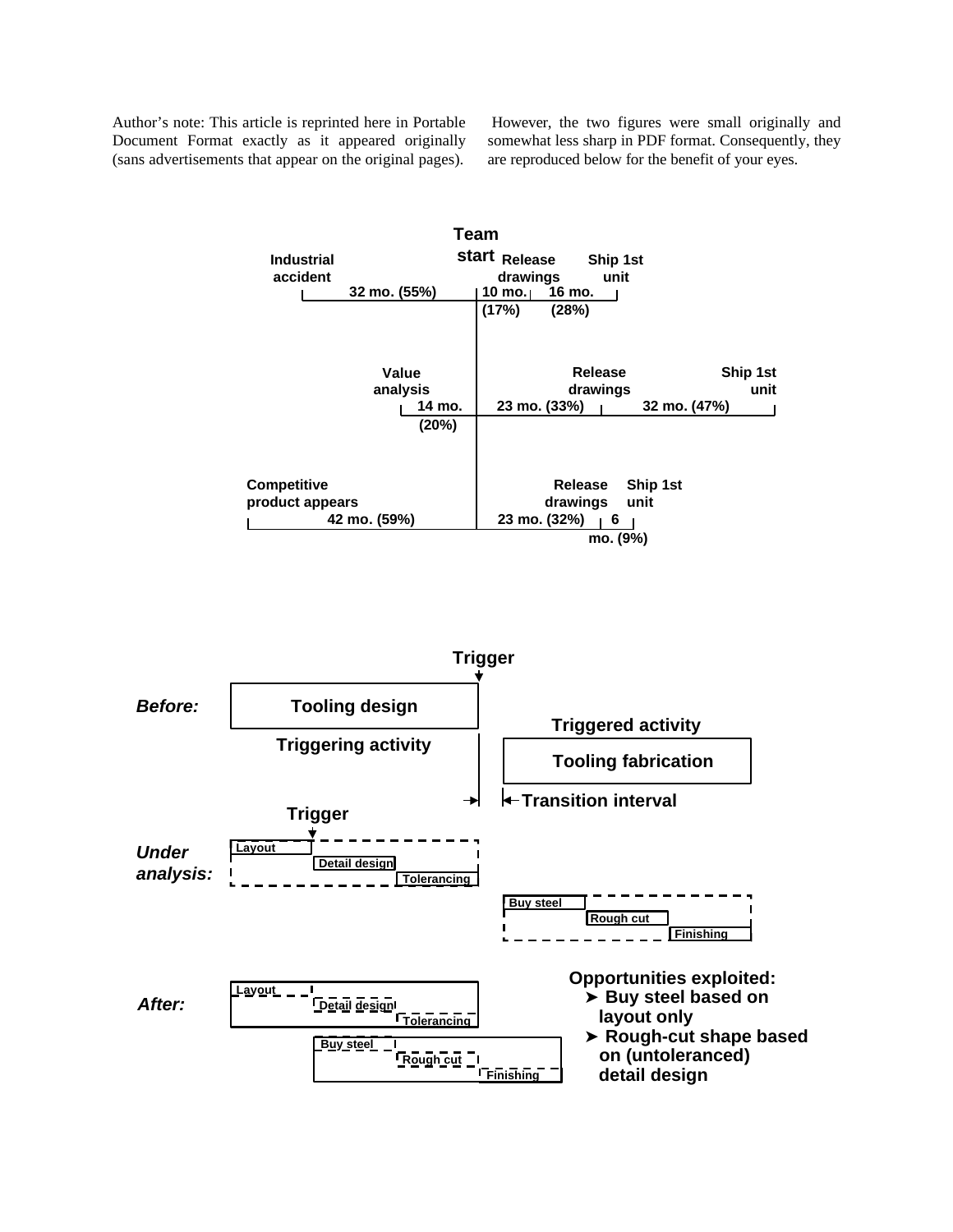Author's note: This article is reprinted here in Portable Document Format exactly as it appeared originally (sans advertisements that appear on the original pages). However, the two figures were small originally and somewhat less sharp in PDF format. Consequently, they are reproduced below for the benefit of your eyes.

Team start

Industrial accident

32 mo. (55%)

Release drawings

10 mo. (17%)

Ship 1st unit

16 mo. (28%)

Value analysis

14 mo. (20%)

Release drawings

23 mo. (33%)

Ship 1st unit

32 mo. (47%)

Competitive product appears

42 mo. (59%)

Release drawings

23 mo. (32%)

Ship 1st unit

6 mo. (9%)

Trigger

*Before:*

Tooling design

Triggering activity

Triggered activity

Tooling fabrication

Transition interval

Trigger

*Under analysis:*

Layout

Detail design

Tolerancing

Buy steel

Rough cut

Finishing

*After:*

Layout

Detail design

Tolerancing

Buy steel

Rough cut

Finishing

Opportunities exploited:

- Buy steel based on layout only
- Rough-cut shape based on (untoleranced) detail design